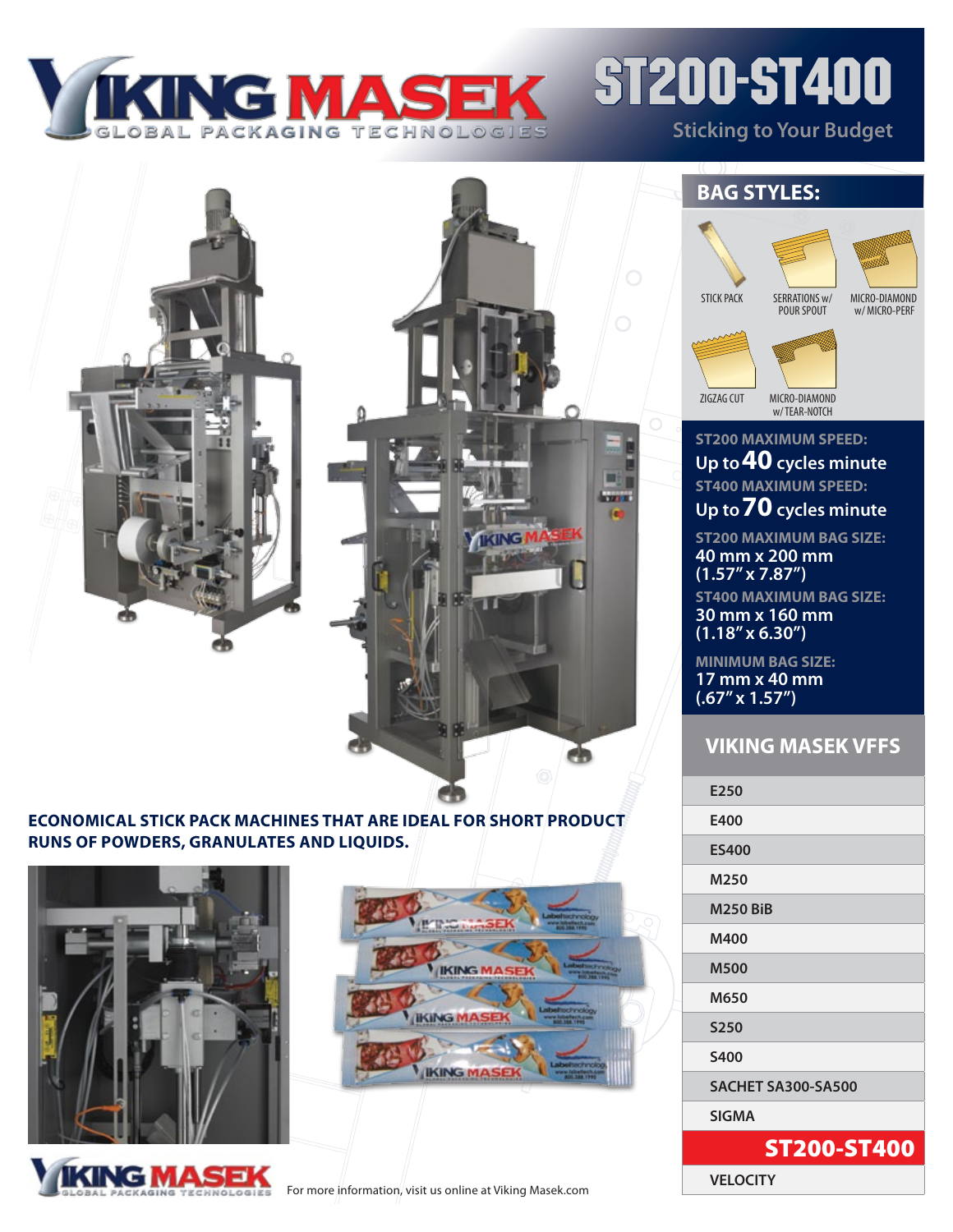# VIKING MASEK

GLOBAL PACKAGING TECHNOLOGIES

# ST200-ST400

Sticking to Your Budget

## BAG STYLES:

- STICK PACK
- SERRATIONS w/ POUR SPOUT
- MICRO-DIAMOND w/ MICRO-PERF
- ZIGZAG CUT
- MICRO-DIAMOND w/ TEAR-NOTCH

**ST200 MAXIMUM SPEED:**
Up to **40** cycles minute

**ST400 MAXIMUM SPEED:**
Up to **70** cycles minute

**ST200 MAXIMUM BAG SIZE:**
40 mm x 200 mm
(1.57" x 7.87")

**ST400 MAXIMUM BAG SIZE:**
30 mm x 160 mm
(1.18" x 6.30")

**MINIMUM BAG SIZE:**
17 mm x 40 mm
(.67" x 1.57")

## VIKING MASEK VFFS

- E250
- E400
- ES400
- M250
- M250 BiB
- M400
- M500
- M650
- S250
- S400
- SACHET SA300-SA500
- SIGMA
- **ST200-ST400**
- VELOCITY

**ECONOMICAL STICK PACK MACHINES THAT ARE IDEAL FOR SHORT PRODUCT RUNS OF POWDERS, GRANULATES AND LIQUIDS.**

For more information, visit us online at Viking Masek.com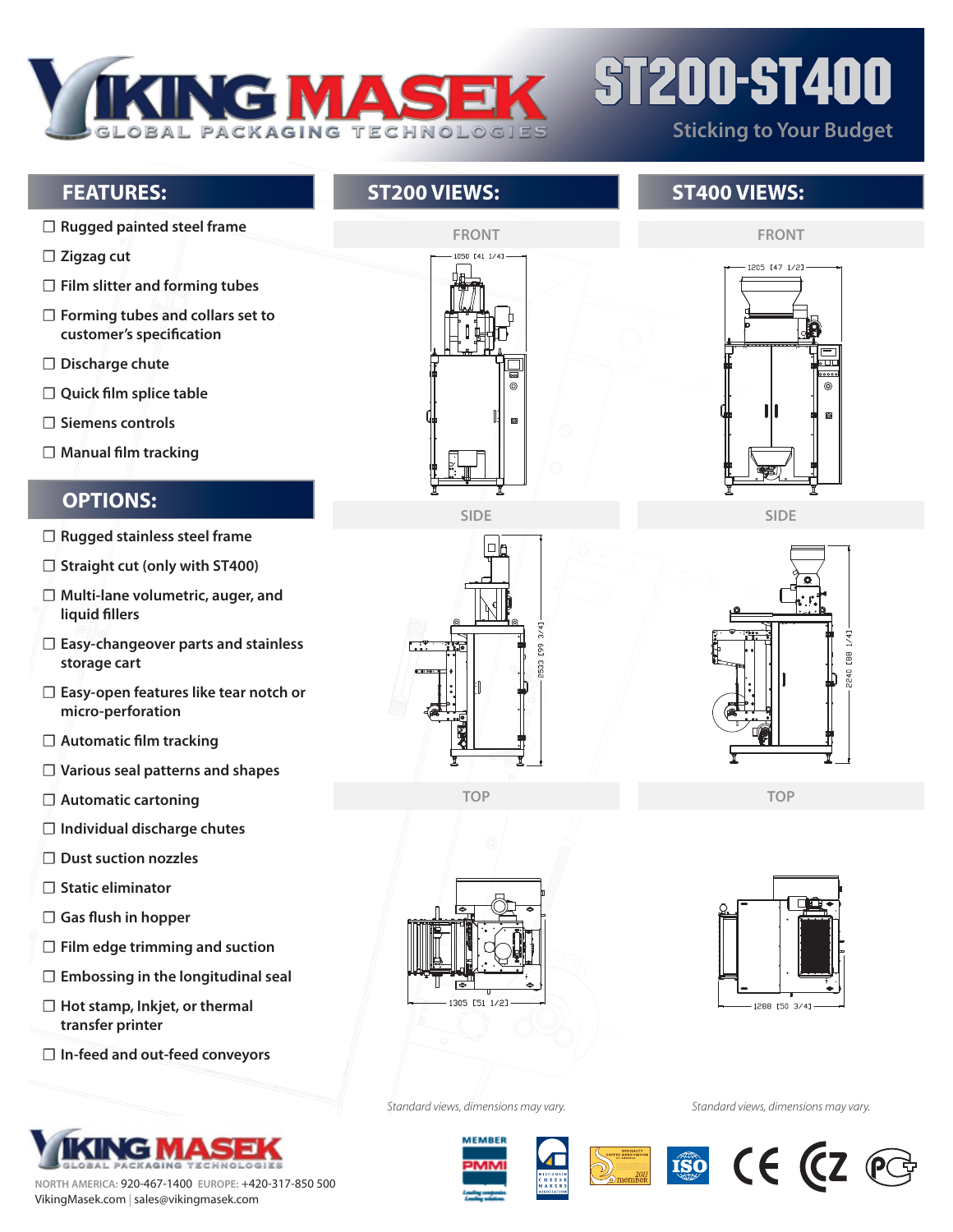# VIKING MASEK

GLOBAL PACKAGING TECHNOLOGIES

# ST200-ST400

Sticking to Your Budget

## FEATURES:

- ☐ Rugged painted steel frame
- ☐ Zigzag cut
- ☐ Film slitter and forming tubes
- ☐ Forming tubes and collars set to customer's specification
- ☐ Discharge chute
- ☐ Quick film splice table
- ☐ Siemens controls
- ☐ Manual film tracking

## OPTIONS:

- ☐ Rugged stainless steel frame
- ☐ Straight cut (only with ST400)
- ☐ Multi-lane volumetric, auger, and liquid fillers
- ☐ Easy-changeover parts and stainless storage cart
- ☐ Easy-open features like tear notch or micro-perforation
- ☐ Automatic film tracking
- ☐ Various seal patterns and shapes
- ☐ Automatic cartoning
- ☐ Individual discharge chutes
- ☐ Dust suction nozzles
- ☐ Static eliminator
- ☐ Gas flush in hopper
- ☐ Film edge trimming and suction
- ☐ Embossing in the longitudinal seal
- ☐ Hot stamp, Inkjet, or thermal transfer printer
- ☐ In-feed and out-feed conveyors

## ST200 VIEWS:

FRONT

1050 [41 1/4]

SIDE

2533 [99 3/4]

TOP

1305 [51 1/2]

*Standard views, dimensions may vary.*

## ST400 VIEWS:

FRONT

1205 [47 1/2]

SIDE

2240 [88 1/4]

TOP

1288 [50 3/4]

*Standard views, dimensions may vary.*

NORTH AMERICA: 920-467-1400 EUROPE: +420-317-850 500

VikingMasek.com | sales@vikingmasek.com